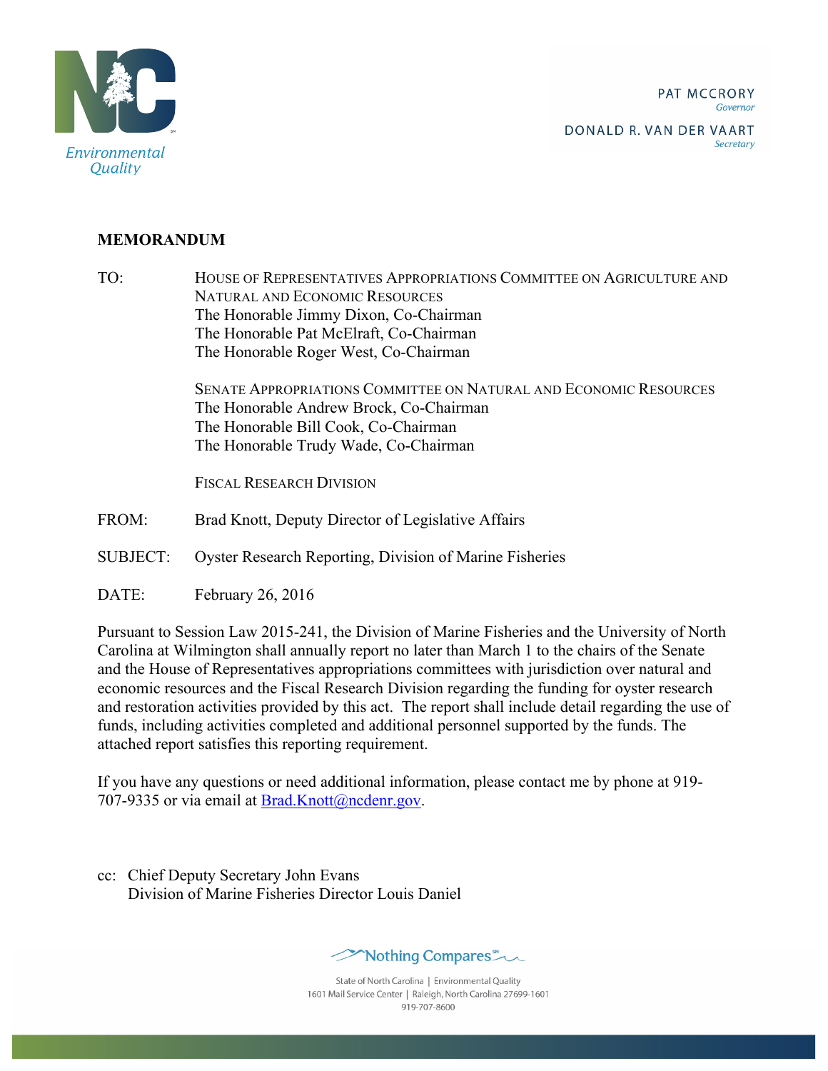Environmental Quality

PAT MCCRORY
*Governor*

DONALD R. VAN DER VAART
*Secretary*

**MEMORANDUM**

TO: HOUSE OF REPRESENTATIVES APPROPRIATIONS COMMITTEE ON AGRICULTURE AND NATURAL AND ECONOMIC RESOURCES
The Honorable Jimmy Dixon, Co-Chairman
The Honorable Pat McElraft, Co-Chairman
The Honorable Roger West, Co-Chairman

SENATE APPROPRIATIONS COMMITTEE ON NATURAL AND ECONOMIC RESOURCES
The Honorable Andrew Brock, Co-Chairman
The Honorable Bill Cook, Co-Chairman
The Honorable Trudy Wade, Co-Chairman

FISCAL RESEARCH DIVISION

FROM: Brad Knott, Deputy Director of Legislative Affairs

SUBJECT: Oyster Research Reporting, Division of Marine Fisheries

DATE: February 26, 2016

Pursuant to Session Law 2015-241, the Division of Marine Fisheries and the University of North Carolina at Wilmington shall annually report no later than March 1 to the chairs of the Senate and the House of Representatives appropriations committees with jurisdiction over natural and economic resources and the Fiscal Research Division regarding the funding for oyster research and restoration activities provided by this act. The report shall include detail regarding the use of funds, including activities completed and additional personnel supported by the funds. The attached report satisfies this reporting requirement.

If you have any questions or need additional information, please contact me by phone at 919-707-9335 or via email at Brad.Knott@ncdenr.gov.

cc: Chief Deputy Secretary John Evans
Division of Marine Fisheries Director Louis Daniel

Nothing Compares

State of North Carolina | Environmental Quality
1601 Mail Service Center | Raleigh, North Carolina 27699-1601
919-707-8600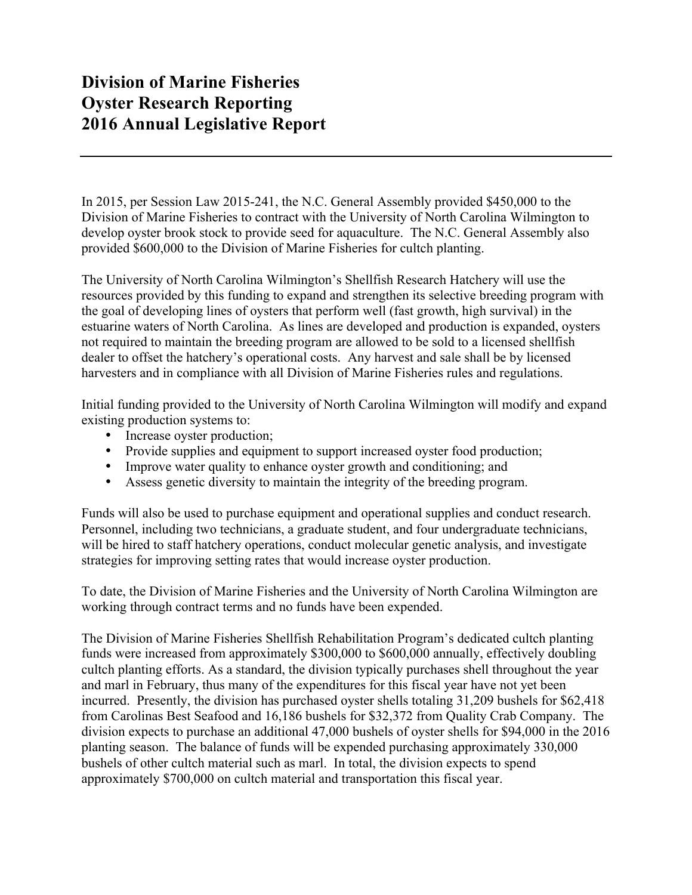# Division of Marine Fisheries
# Oyster Research Reporting
# 2016 Annual Legislative Report

---

In 2015, per Session Law 2015-241, the N.C. General Assembly provided $450,000 to the Division of Marine Fisheries to contract with the University of North Carolina Wilmington to develop oyster brook stock to provide seed for aquaculture. The N.C. General Assembly also provided $600,000 to the Division of Marine Fisheries for cultch planting.

The University of North Carolina Wilmington's Shellfish Research Hatchery will use the resources provided by this funding to expand and strengthen its selective breeding program with the goal of developing lines of oysters that perform well (fast growth, high survival) in the estuarine waters of North Carolina. As lines are developed and production is expanded, oysters not required to maintain the breeding program are allowed to be sold to a licensed shellfish dealer to offset the hatchery's operational costs. Any harvest and sale shall be by licensed harvesters and in compliance with all Division of Marine Fisheries rules and regulations.

Initial funding provided to the University of North Carolina Wilmington will modify and expand existing production systems to:

- Increase oyster production;
- Provide supplies and equipment to support increased oyster food production;
- Improve water quality to enhance oyster growth and conditioning; and
- Assess genetic diversity to maintain the integrity of the breeding program.

Funds will also be used to purchase equipment and operational supplies and conduct research. Personnel, including two technicians, a graduate student, and four undergraduate technicians, will be hired to staff hatchery operations, conduct molecular genetic analysis, and investigate strategies for improving setting rates that would increase oyster production.

To date, the Division of Marine Fisheries and the University of North Carolina Wilmington are working through contract terms and no funds have been expended.

The Division of Marine Fisheries Shellfish Rehabilitation Program's dedicated cultch planting funds were increased from approximately $300,000 to $600,000 annually, effectively doubling cultch planting efforts. As a standard, the division typically purchases shell throughout the year and marl in February, thus many of the expenditures for this fiscal year have not yet been incurred. Presently, the division has purchased oyster shells totaling 31,209 bushels for $62,418 from Carolinas Best Seafood and 16,186 bushels for $32,372 from Quality Crab Company. The division expects to purchase an additional 47,000 bushels of oyster shells for $94,000 in the 2016 planting season. The balance of funds will be expended purchasing approximately 330,000 bushels of other cultch material such as marl. In total, the division expects to spend approximately $700,000 on cultch material and transportation this fiscal year.